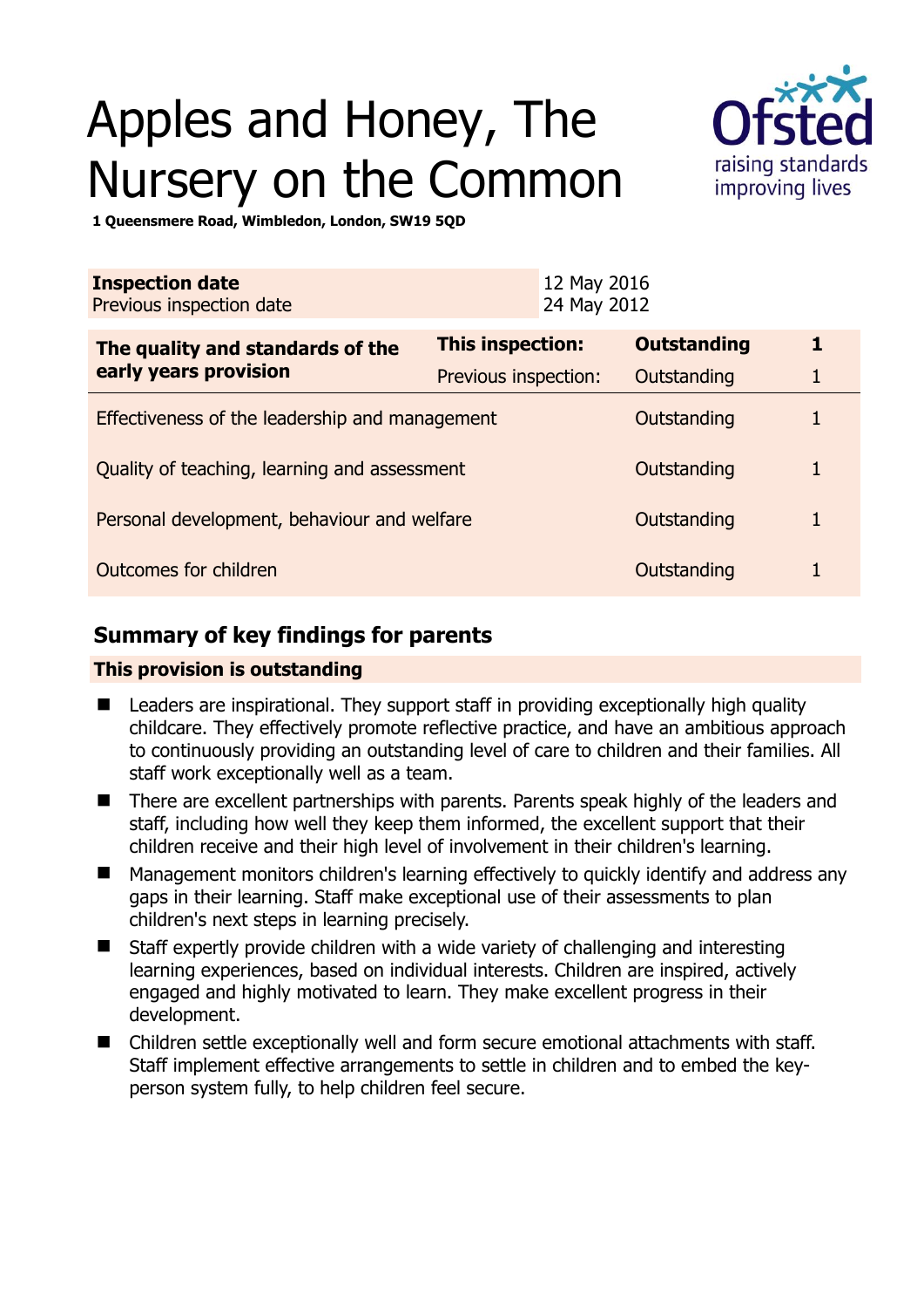# Apples and Honey, The Nursery on the Common

**1 Queensmere Road, Wimbledon, London, SW19 5QD**

| **Inspection date** | 12 May 2016 |
|---|---|
| Previous inspection date | 24 May 2012 |

| **The quality and standards of the early years provision** | **This inspection:** | **Outstanding** | **1** |
|---|---|---|---|
| | Previous inspection: | Outstanding | 1 |
| Effectiveness of the leadership and management | | Outstanding | 1 |
| Quality of teaching, learning and assessment | | Outstanding | 1 |
| Personal development, behaviour and welfare | | Outstanding | 1 |
| Outcomes for children | | Outstanding | 1 |

## Summary of key findings for parents

**This provision is outstanding**

- Leaders are inspirational. They support staff in providing exceptionally high quality childcare. They effectively promote reflective practice, and have an ambitious approach to continuously providing an outstanding level of care to children and their families. All staff work exceptionally well as a team.
- There are excellent partnerships with parents. Parents speak highly of the leaders and staff, including how well they keep them informed, the excellent support that their children receive and their high level of involvement in their children's learning.
- Management monitors children's learning effectively to quickly identify and address any gaps in their learning. Staff make exceptional use of their assessments to plan children's next steps in learning precisely.
- Staff expertly provide children with a wide variety of challenging and interesting learning experiences, based on individual interests. Children are inspired, actively engaged and highly motivated to learn. They make excellent progress in their development.
- Children settle exceptionally well and form secure emotional attachments with staff. Staff implement effective arrangements to settle in children and to embed the key-person system fully, to help children feel secure.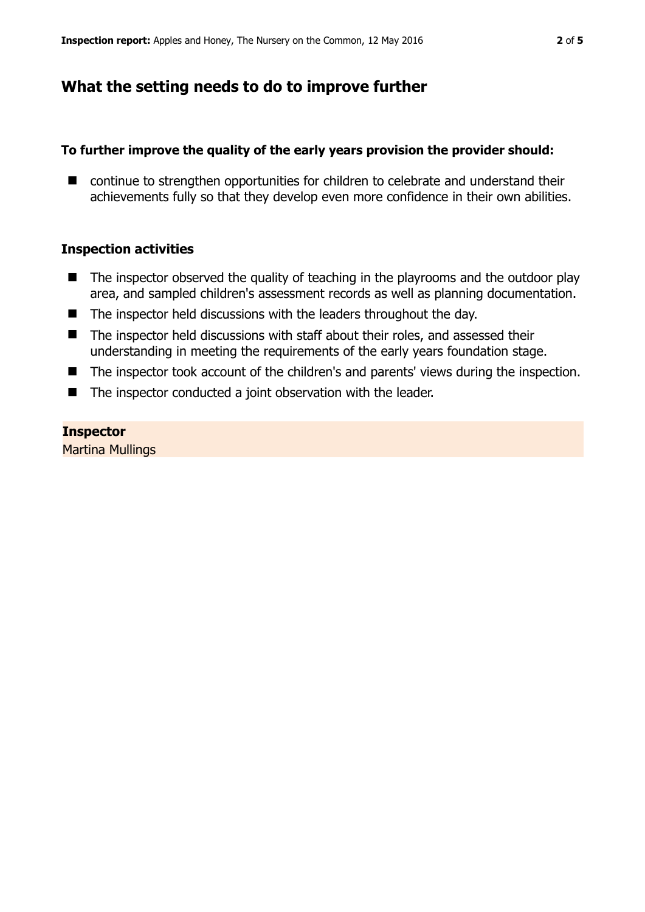## What the setting needs to do to improve further

**To further improve the quality of the early years provision the provider should:**

- continue to strengthen opportunities for children to celebrate and understand their achievements fully so that they develop even more confidence in their own abilities.

### Inspection activities

- The inspector observed the quality of teaching in the playrooms and the outdoor play area, and sampled children's assessment records as well as planning documentation.
- The inspector held discussions with the leaders throughout the day.
- The inspector held discussions with staff about their roles, and assessed their understanding in meeting the requirements of the early years foundation stage.
- The inspector took account of the children's and parents' views during the inspection.
- The inspector conducted a joint observation with the leader.

**Inspector**

Martina Mullings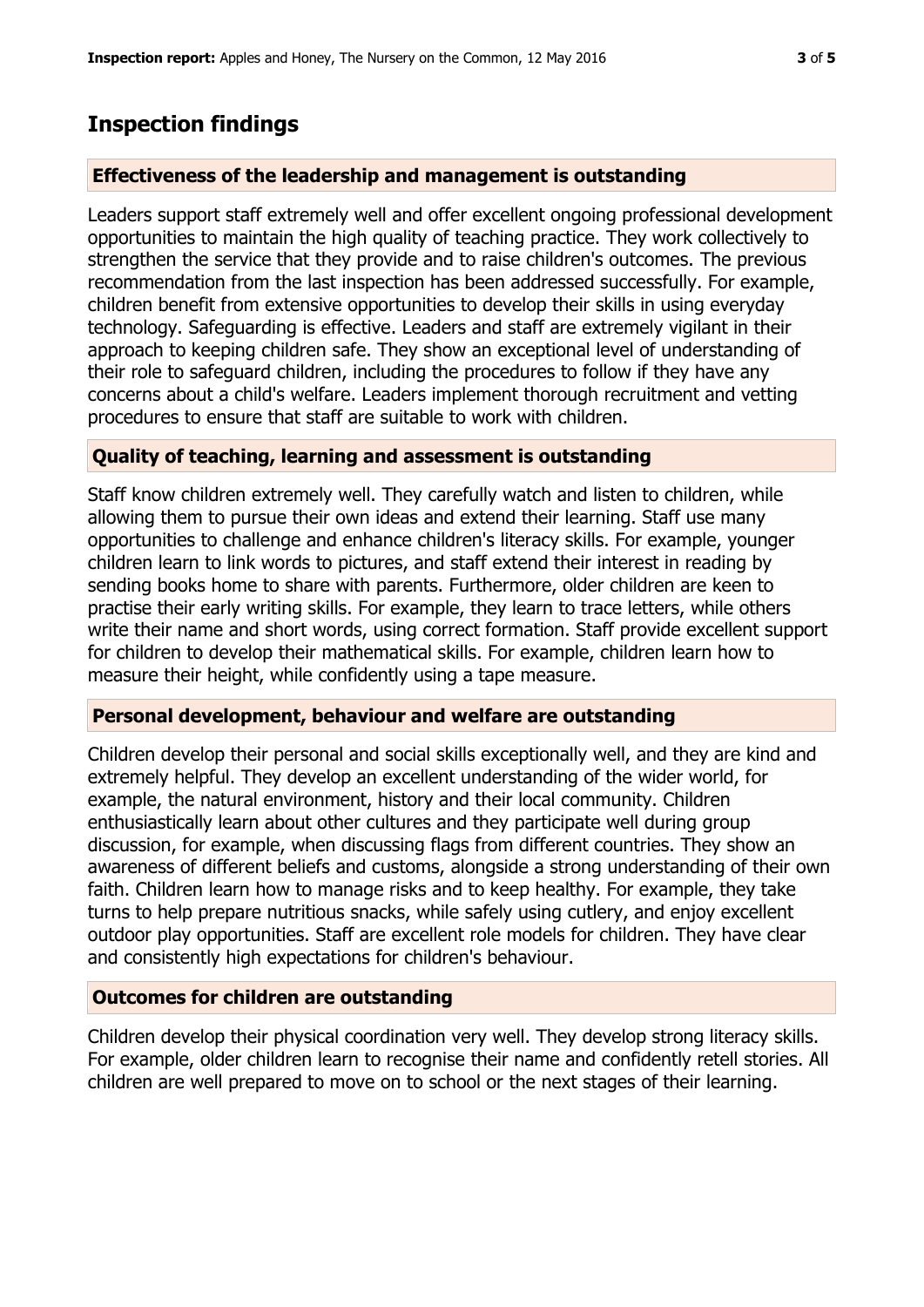## Inspection findings

### Effectiveness of the leadership and management is outstanding

Leaders support staff extremely well and offer excellent ongoing professional development opportunities to maintain the high quality of teaching practice. They work collectively to strengthen the service that they provide and to raise children's outcomes. The previous recommendation from the last inspection has been addressed successfully. For example, children benefit from extensive opportunities to develop their skills in using everyday technology. Safeguarding is effective. Leaders and staff are extremely vigilant in their approach to keeping children safe. They show an exceptional level of understanding of their role to safeguard children, including the procedures to follow if they have any concerns about a child's welfare. Leaders implement thorough recruitment and vetting procedures to ensure that staff are suitable to work with children.

### Quality of teaching, learning and assessment is outstanding

Staff know children extremely well. They carefully watch and listen to children, while allowing them to pursue their own ideas and extend their learning. Staff use many opportunities to challenge and enhance children's literacy skills. For example, younger children learn to link words to pictures, and staff extend their interest in reading by sending books home to share with parents. Furthermore, older children are keen to practise their early writing skills. For example, they learn to trace letters, while others write their name and short words, using correct formation. Staff provide excellent support for children to develop their mathematical skills. For example, children learn how to measure their height, while confidently using a tape measure.

### Personal development, behaviour and welfare are outstanding

Children develop their personal and social skills exceptionally well, and they are kind and extremely helpful. They develop an excellent understanding of the wider world, for example, the natural environment, history and their local community. Children enthusiastically learn about other cultures and they participate well during group discussion, for example, when discussing flags from different countries. They show an awareness of different beliefs and customs, alongside a strong understanding of their own faith. Children learn how to manage risks and to keep healthy. For example, they take turns to help prepare nutritious snacks, while safely using cutlery, and enjoy excellent outdoor play opportunities. Staff are excellent role models for children. They have clear and consistently high expectations for children's behaviour.

### Outcomes for children are outstanding

Children develop their physical coordination very well. They develop strong literacy skills. For example, older children learn to recognise their name and confidently retell stories. All children are well prepared to move on to school or the next stages of their learning.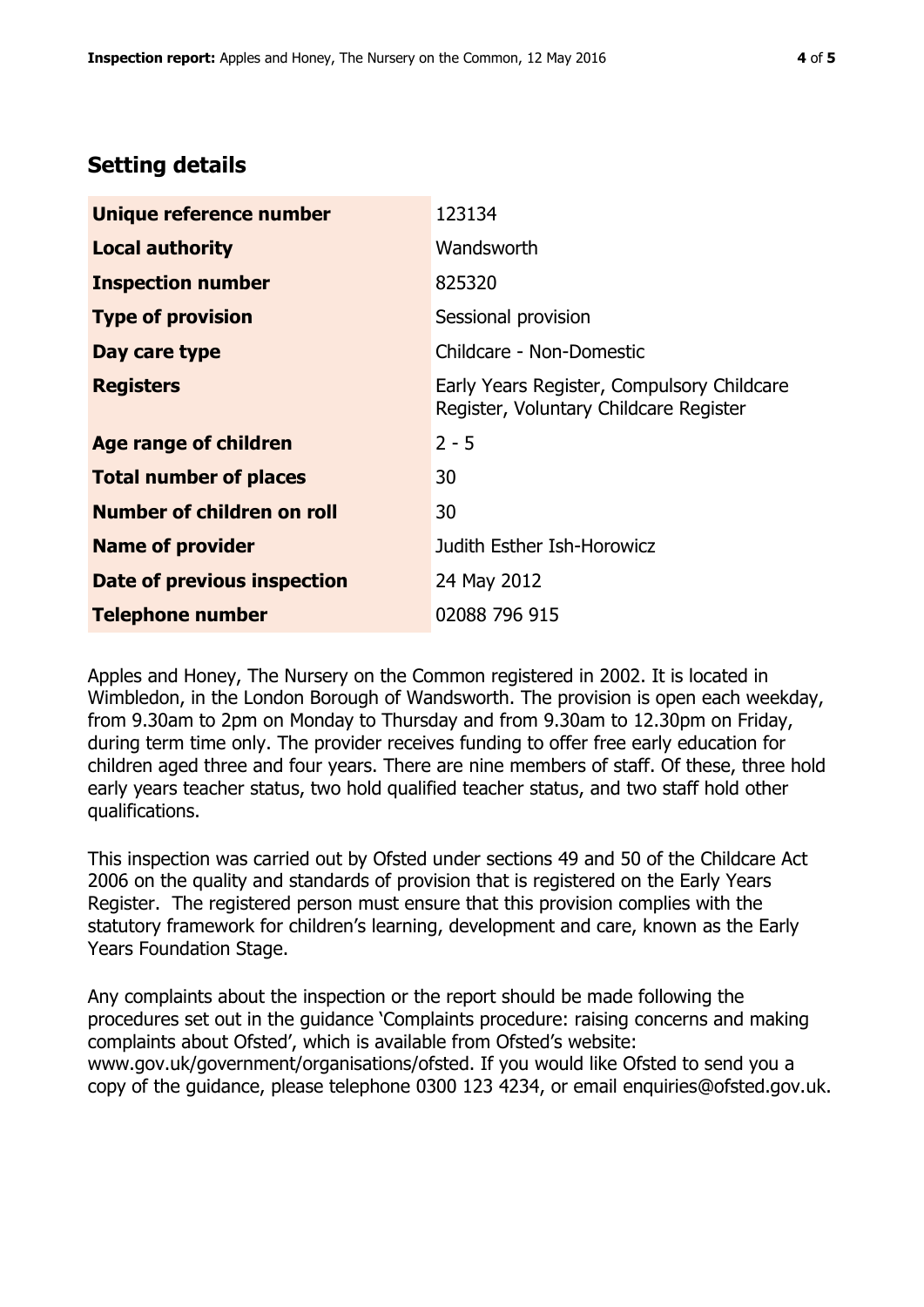## Setting details

| | |
|---|---|
| **Unique reference number** | 123134 |
| **Local authority** | Wandsworth |
| **Inspection number** | 825320 |
| **Type of provision** | Sessional provision |
| **Day care type** | Childcare - Non-Domestic |
| **Registers** | Early Years Register, Compulsory Childcare Register, Voluntary Childcare Register |
| **Age range of children** | 2 - 5 |
| **Total number of places** | 30 |
| **Number of children on roll** | 30 |
| **Name of provider** | Judith Esther Ish-Horowicz |
| **Date of previous inspection** | 24 May 2012 |
| **Telephone number** | 02088 796 915 |

Apples and Honey, The Nursery on the Common registered in 2002. It is located in Wimbledon, in the London Borough of Wandsworth. The provision is open each weekday, from 9.30am to 2pm on Monday to Thursday and from 9.30am to 12.30pm on Friday, during term time only. The provider receives funding to offer free early education for children aged three and four years. There are nine members of staff. Of these, three hold early years teacher status, two hold qualified teacher status, and two staff hold other qualifications.

This inspection was carried out by Ofsted under sections 49 and 50 of the Childcare Act 2006 on the quality and standards of provision that is registered on the Early Years Register. The registered person must ensure that this provision complies with the statutory framework for children's learning, development and care, known as the Early Years Foundation Stage.

Any complaints about the inspection or the report should be made following the procedures set out in the guidance 'Complaints procedure: raising concerns and making complaints about Ofsted', which is available from Ofsted's website: www.gov.uk/government/organisations/ofsted. If you would like Ofsted to send you a copy of the guidance, please telephone 0300 123 4234, or email enquiries@ofsted.gov.uk.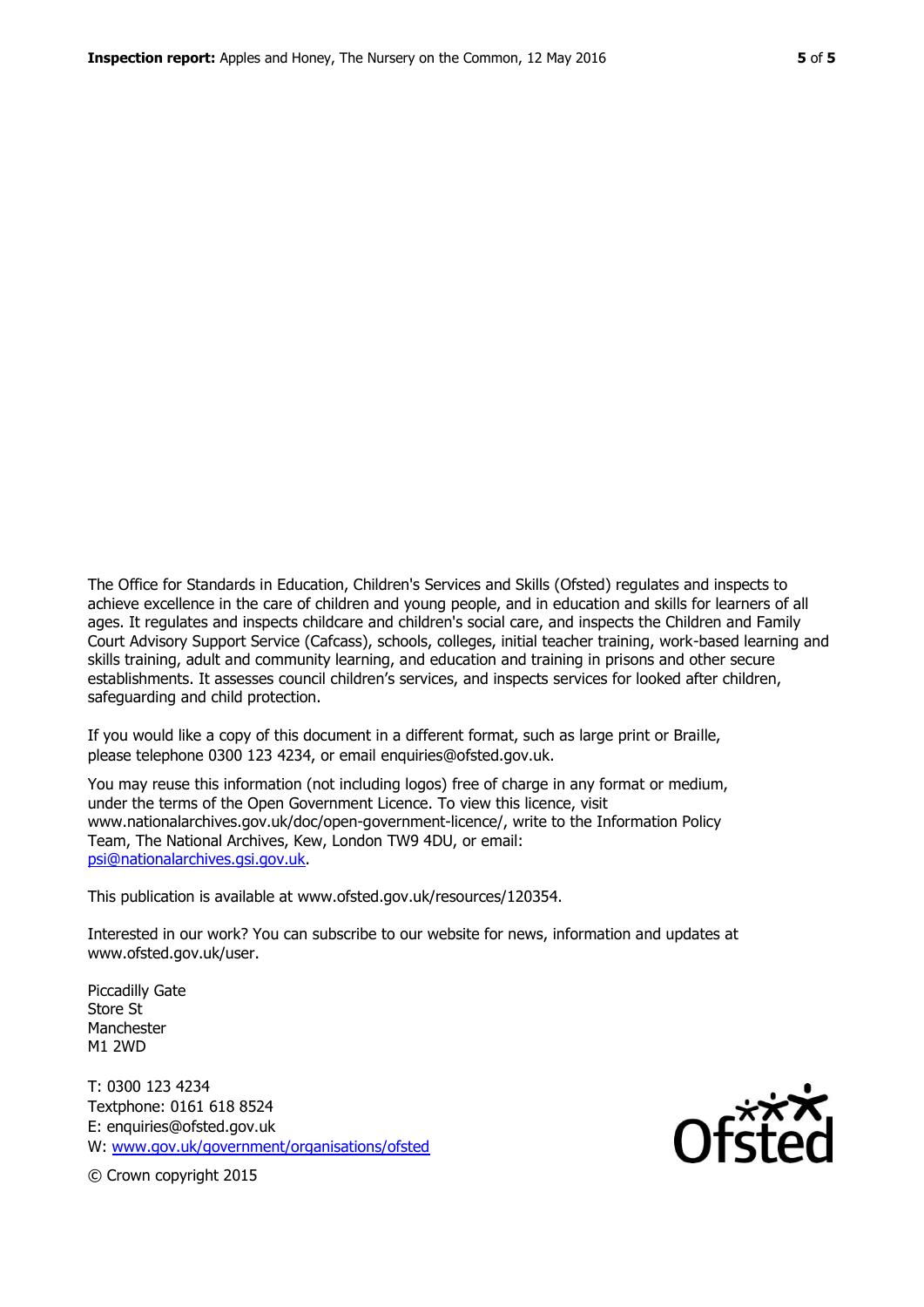The Office for Standards in Education, Children's Services and Skills (Ofsted) regulates and inspects to achieve excellence in the care of children and young people, and in education and skills for learners of all ages. It regulates and inspects childcare and children's social care, and inspects the Children and Family Court Advisory Support Service (Cafcass), schools, colleges, initial teacher training, work-based learning and skills training, adult and community learning, and education and training in prisons and other secure establishments. It assesses council children's services, and inspects services for looked after children, safeguarding and child protection.

If you would like a copy of this document in a different format, such as large print or Braille, please telephone 0300 123 4234, or email enquiries@ofsted.gov.uk.

You may reuse this information (not including logos) free of charge in any format or medium, under the terms of the Open Government Licence. To view this licence, visit www.nationalarchives.gov.uk/doc/open-government-licence/, write to the Information Policy Team, The National Archives, Kew, London TW9 4DU, or email: psi@nationalarchives.gsi.gov.uk.

This publication is available at www.ofsted.gov.uk/resources/120354.

Interested in our work? You can subscribe to our website for news, information and updates at www.ofsted.gov.uk/user.

Piccadilly Gate
Store St
Manchester
M1 2WD

T: 0300 123 4234
Textphone: 0161 618 8524
E: enquiries@ofsted.gov.uk
W: www.gov.uk/government/organisations/ofsted

© Crown copyright 2015